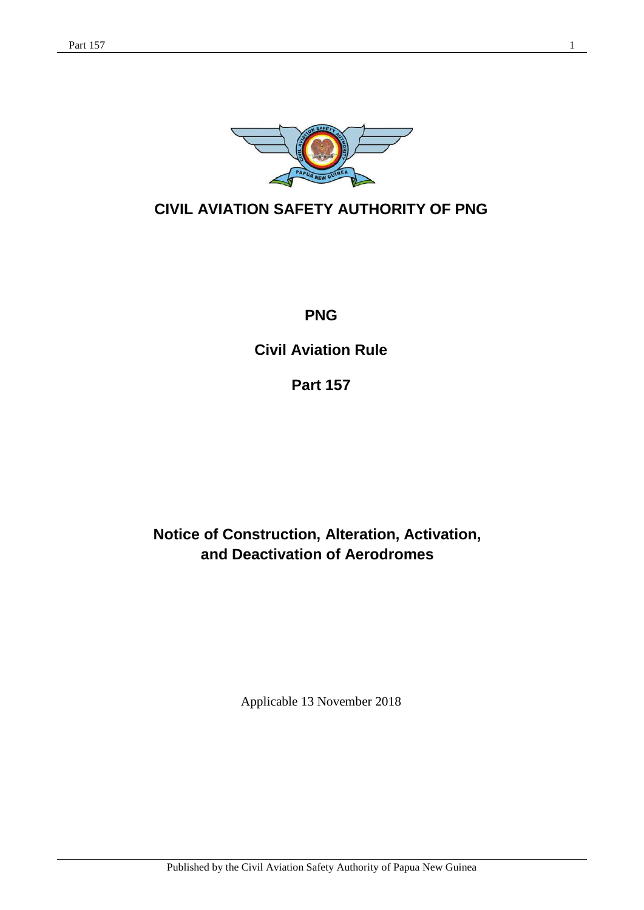# CIVIL AVIATION SAFETY AUTHORITY OF PNG

**PNG**

**Civil Aviation Rule**

**Part 157**

## Notice of Construction, Alteration, Activation, and Deactivation of Aerodromes

Applicable 13 November 2018

Published by the Civil Aviation Safety Authority of Papua New Guinea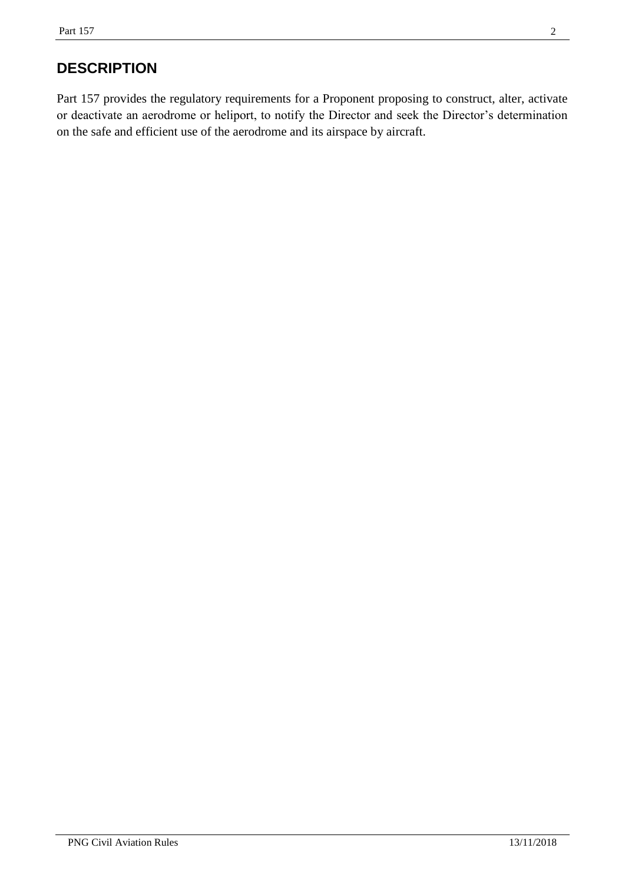## DESCRIPTION

Part 157 provides the regulatory requirements for a Proponent proposing to construct, alter, activate or deactivate an aerodrome or heliport, to notify the Director and seek the Director's determination on the safe and efficient use of the aerodrome and its airspace by aircraft.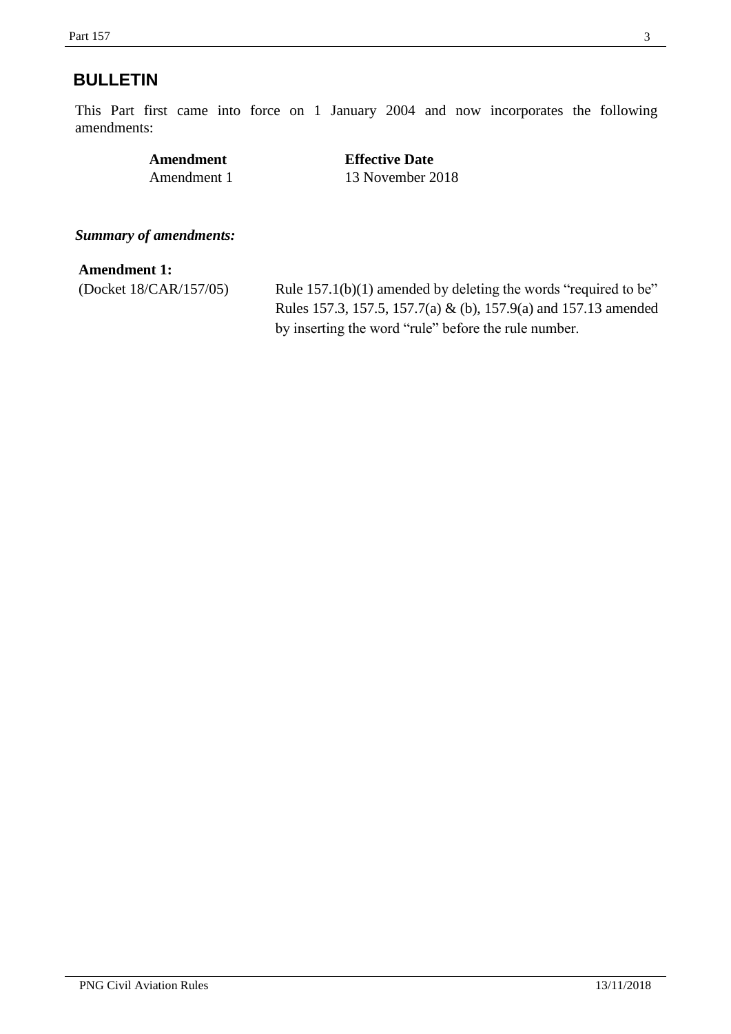## BULLETIN

This Part first came into force on 1 January 2004 and now incorporates the following amendments:

| **Amendment** | **Effective Date** |
| --- | --- |
| Amendment 1 | 13 November 2018 |

***Summary of amendments:***

**Amendment 1:**

(Docket 18/CAR/157/05) Rule 157.1(b)(1) amended by deleting the words "required to be" Rules 157.3, 157.5, 157.7(a) & (b), 157.9(a) and 157.13 amended by inserting the word "rule" before the rule number.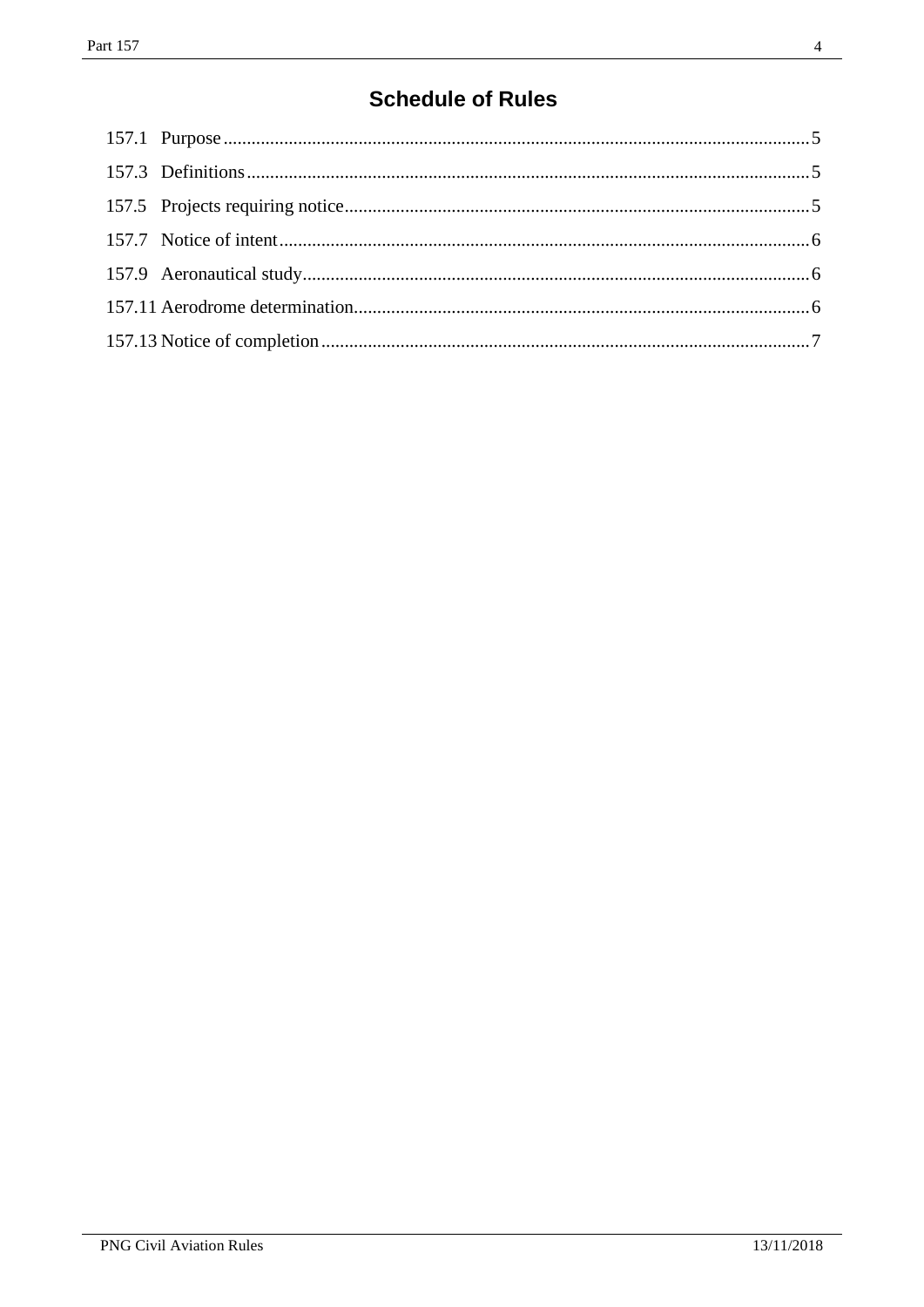## Schedule of Rules

157.1 Purpose ....................................................................................................................5

157.3 Definitions ...............................................................................................................5

157.5 Projects requiring notice ..........................................................................................5

157.7 Notice of intent ........................................................................................................6

157.9 Aeronautical study ...................................................................................................6

157.11 Aerodrome determination ......................................................................................6

157.13 Notice of completion ..............................................................................................7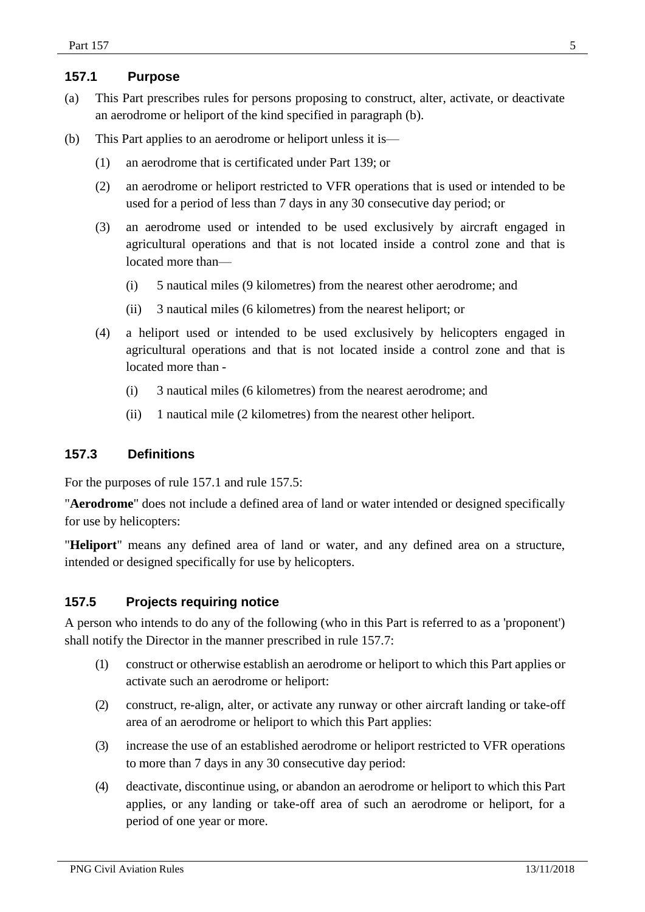## 157.1 Purpose

(a) This Part prescribes rules for persons proposing to construct, alter, activate, or deactivate an aerodrome or heliport of the kind specified in paragraph (b).

(b) This Part applies to an aerodrome or heliport unless it is—

(1) an aerodrome that is certificated under Part 139; or

(2) an aerodrome or heliport restricted to VFR operations that is used or intended to be used for a period of less than 7 days in any 30 consecutive day period; or

(3) an aerodrome used or intended to be used exclusively by aircraft engaged in agricultural operations and that is not located inside a control zone and that is located more than—

(i) 5 nautical miles (9 kilometres) from the nearest other aerodrome; and

(ii) 3 nautical miles (6 kilometres) from the nearest heliport; or

(4) a heliport used or intended to be used exclusively by helicopters engaged in agricultural operations and that is not located inside a control zone and that is located more than -

(i) 3 nautical miles (6 kilometres) from the nearest aerodrome; and

(ii) 1 nautical mile (2 kilometres) from the nearest other heliport.

## 157.3 Definitions

For the purposes of rule 157.1 and rule 157.5:

"**Aerodrome**" does not include a defined area of land or water intended or designed specifically for use by helicopters:

"**Heliport**" means any defined area of land or water, and any defined area on a structure, intended or designed specifically for use by helicopters.

## 157.5 Projects requiring notice

A person who intends to do any of the following (who in this Part is referred to as a 'proponent') shall notify the Director in the manner prescribed in rule 157.7:

(1) construct or otherwise establish an aerodrome or heliport to which this Part applies or activate such an aerodrome or heliport:

(2) construct, re-align, alter, or activate any runway or other aircraft landing or take-off area of an aerodrome or heliport to which this Part applies:

(3) increase the use of an established aerodrome or heliport restricted to VFR operations to more than 7 days in any 30 consecutive day period:

(4) deactivate, discontinue using, or abandon an aerodrome or heliport to which this Part applies, or any landing or take-off area of such an aerodrome or heliport, for a period of one year or more.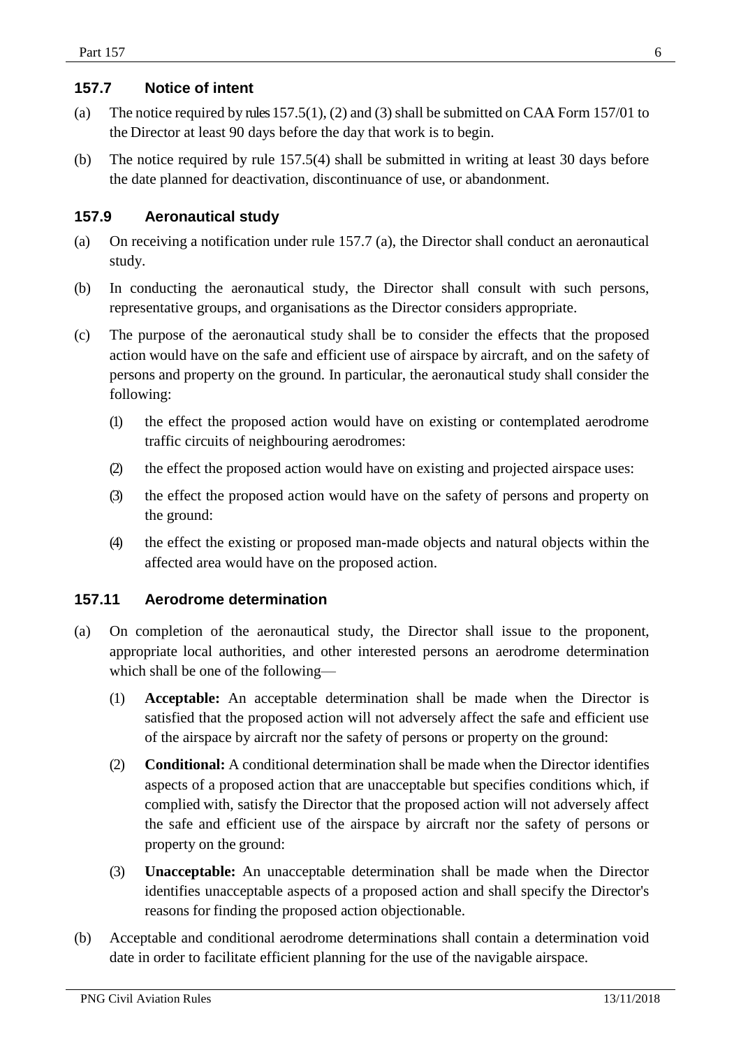## 157.7 Notice of intent

(a) The notice required by rules 157.5(1), (2) and (3) shall be submitted on CAA Form 157/01 to the Director at least 90 days before the day that work is to begin.

(b) The notice required by rule 157.5(4) shall be submitted in writing at least 30 days before the date planned for deactivation, discontinuance of use, or abandonment.

## 157.9 Aeronautical study

(a) On receiving a notification under rule 157.7 (a), the Director shall conduct an aeronautical study.

(b) In conducting the aeronautical study, the Director shall consult with such persons, representative groups, and organisations as the Director considers appropriate.

(c) The purpose of the aeronautical study shall be to consider the effects that the proposed action would have on the safe and efficient use of airspace by aircraft, and on the safety of persons and property on the ground. In particular, the aeronautical study shall consider the following:

  (1) the effect the proposed action would have on existing or contemplated aerodrome traffic circuits of neighbouring aerodromes:

  (2) the effect the proposed action would have on existing and projected airspace uses:

  (3) the effect the proposed action would have on the safety of persons and property on the ground:

  (4) the effect the existing or proposed man-made objects and natural objects within the affected area would have on the proposed action.

## 157.11 Aerodrome determination

(a) On completion of the aeronautical study, the Director shall issue to the proponent, appropriate local authorities, and other interested persons an aerodrome determination which shall be one of the following—

  (1) **Acceptable:** An acceptable determination shall be made when the Director is satisfied that the proposed action will not adversely affect the safe and efficient use of the airspace by aircraft nor the safety of persons or property on the ground:

  (2) **Conditional:** A conditional determination shall be made when the Director identifies aspects of a proposed action that are unacceptable but specifies conditions which, if complied with, satisfy the Director that the proposed action will not adversely affect the safe and efficient use of the airspace by aircraft nor the safety of persons or property on the ground:

  (3) **Unacceptable:** An unacceptable determination shall be made when the Director identifies unacceptable aspects of a proposed action and shall specify the Director's reasons for finding the proposed action objectionable.

(b) Acceptable and conditional aerodrome determinations shall contain a determination void date in order to facilitate efficient planning for the use of the navigable airspace.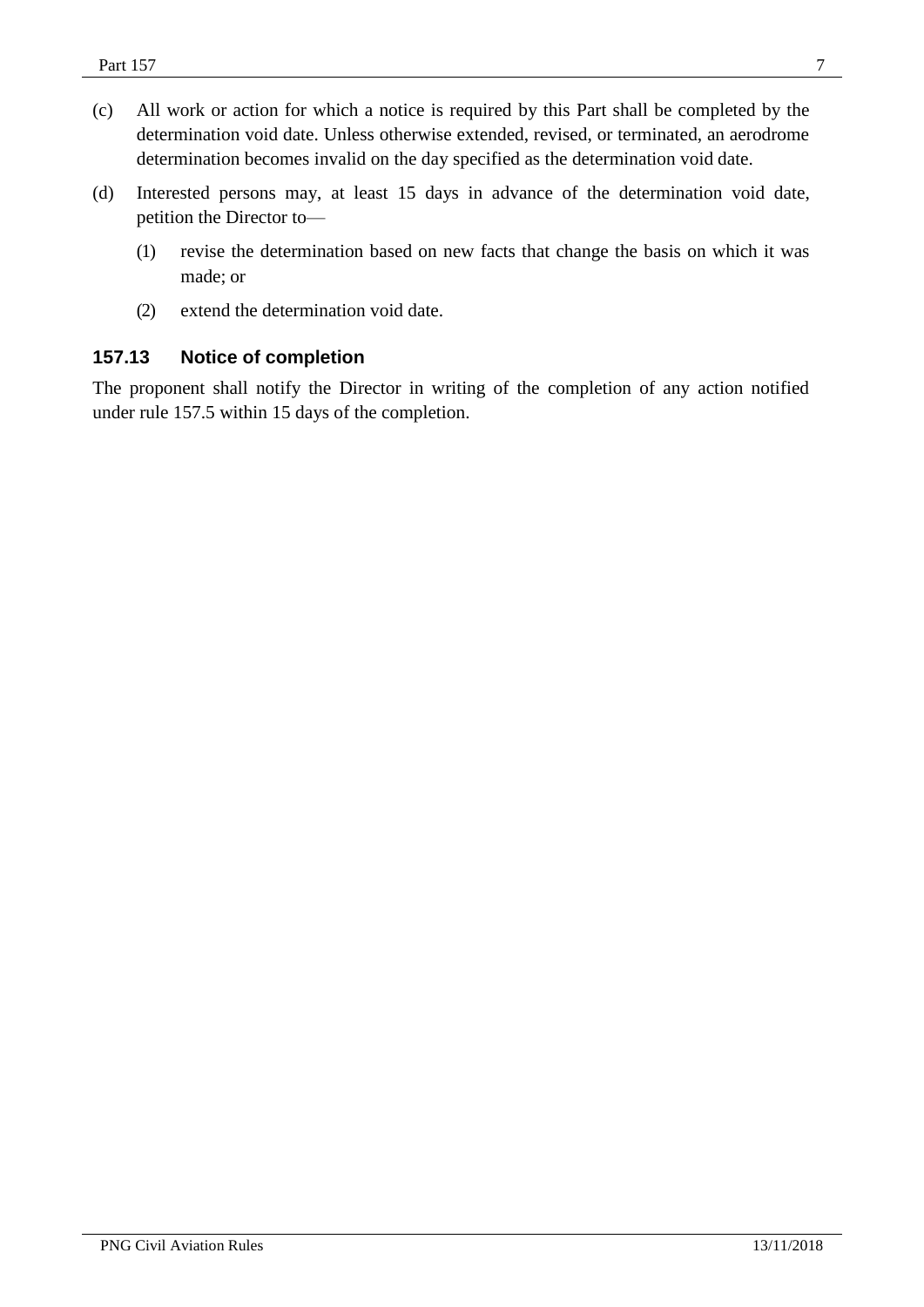(c) All work or action for which a notice is required by this Part shall be completed by the determination void date. Unless otherwise extended, revised, or terminated, an aerodrome determination becomes invalid on the day specified as the determination void date.

(d) Interested persons may, at least 15 days in advance of the determination void date, petition the Director to—

  (1) revise the determination based on new facts that change the basis on which it was made; or

  (2) extend the determination void date.

### 157.13 Notice of completion

The proponent shall notify the Director in writing of the completion of any action notified under rule 157.5 within 15 days of the completion.